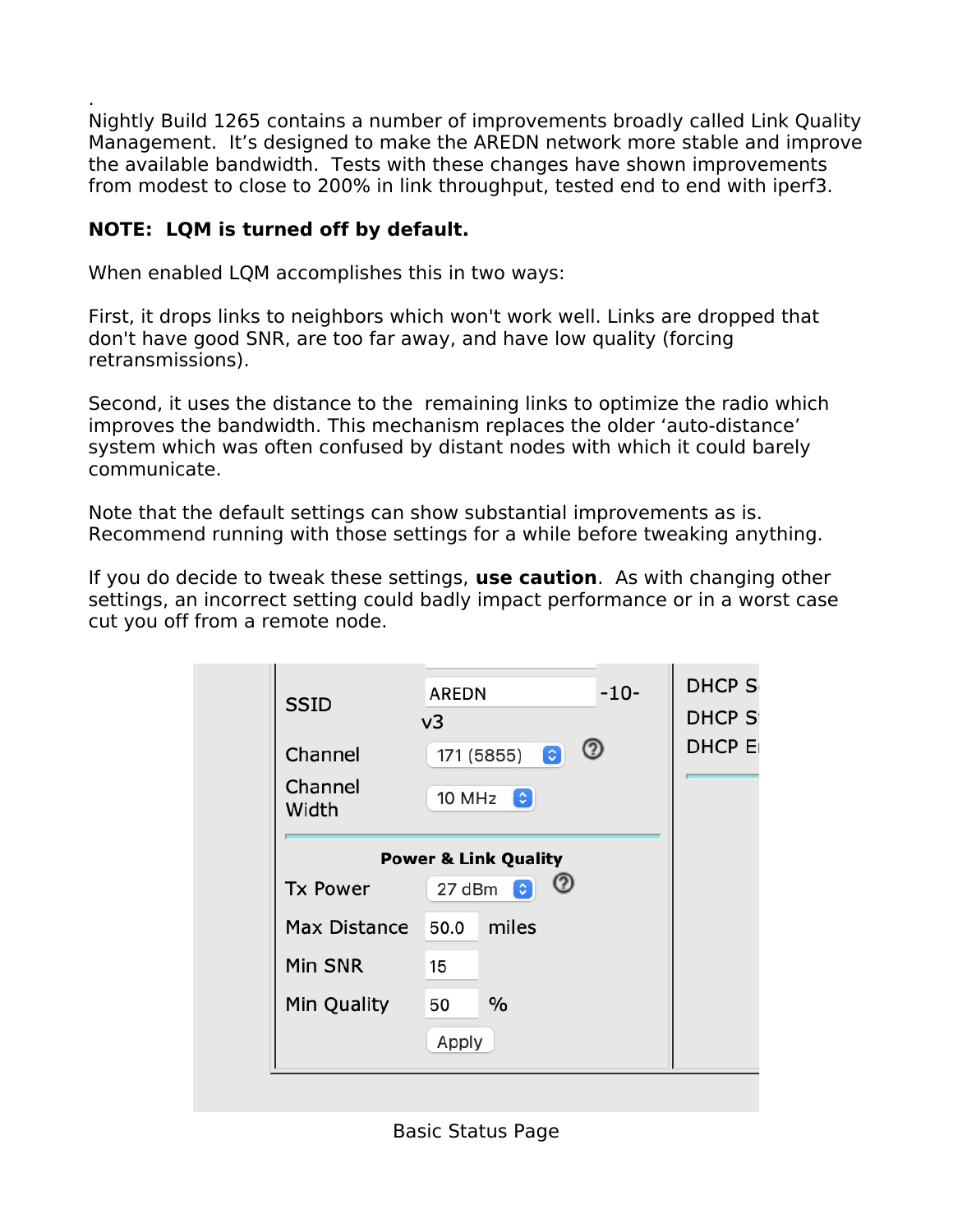Nightly Build 1265 contains a number of improvements broadly called Link Quality Management. It's designed to make the AREDN network more stable and improve the available bandwidth. Tests with these changes have shown improvements from modest to close to 200% in link throughput, tested end to end with iperf3.

**NOTE: LQM is turned off by default.**

When enabled LQM accomplishes this in two ways:

First, it drops links to neighbors which won't work well. Links are dropped that don't have good SNR, are too far away, and have low quality (forcing retransmissions).

Second, it uses the distance to the remaining links to optimize the radio which improves the bandwidth. This mechanism replaces the older 'auto-distance' system which was often confused by distant nodes with which it could barely communicate.

Note that the default settings can show substantial improvements as is. Recommend running with those settings for a while before tweaking anything.

If you do decide to tweak these settings, **use caution**. As with changing other settings, an incorrect setting could badly impact performance or in a worst case cut you off from a remote node.

| | | |
|---|---|---|
| SSID | AREDN -10-v3 | |
| Channel | 171 (5855) | |
| Channel Width | 10 MHz | |
| **Power & Link Quality** | | |
| Tx Power | 27 dBm | |
| Max Distance | 50.0 | miles |
| Min SNR | 15 | |
| Min Quality | 50 | % |
| | Apply | |

Basic Status Page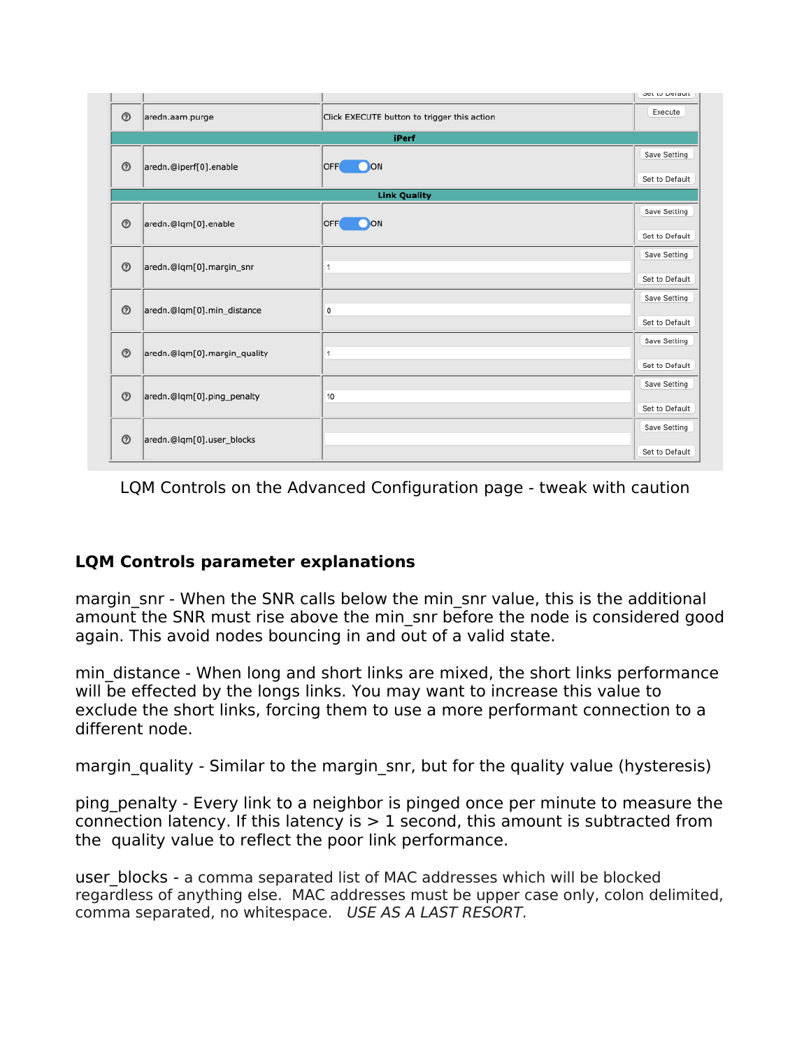| | Setting | Value | Action |
|---|---|---|---|
| | aredn.aam.purge | Click EXECUTE button to trigger this action | Execute |
| | **iPerf** | | |
| | aredn.@iperf[0].enable | OFF / ON | Save Setting / Set to Default |
| | **Link Quality** | | |
| | aredn.@lqm[0].enable | OFF / ON | Save Setting / Set to Default |
| | aredn.@lqm[0].margin_snr | 1 | Save Setting / Set to Default |
| | aredn.@lqm[0].min_distance | 0 | Save Setting / Set to Default |
| | aredn.@lqm[0].margin_quality | 1 | Save Setting / Set to Default |
| | aredn.@lqm[0].ping_penalty | 10 | Save Setting / Set to Default |
| | aredn.@lqm[0].user_blocks | | Save Setting / Set to Default |

LQM Controls on the Advanced Configuration page - tweak with caution

**LQM Controls parameter explanations**

margin_snr - When the SNR calls below the min_snr value, this is the additional amount the SNR must rise above the min_snr before the node is considered good again. This avoid nodes bouncing in and out of a valid state.

min_distance - When long and short links are mixed, the short links performance will be effected by the longs links. You may want to increase this value to exclude the short links, forcing them to use a more performant connection to a different node.

margin_quality - Similar to the margin_snr, but for the quality value (hysteresis)

ping_penalty - Every link to a neighbor is pinged once per minute to measure the connection latency. If this latency is > 1 second, this amount is subtracted from the quality value to reflect the poor link performance.

user_blocks - a comma separated list of MAC addresses which will be blocked regardless of anything else. MAC addresses must be upper case only, colon delimited, comma separated, no whitespace. *USE AS A LAST RESORT.*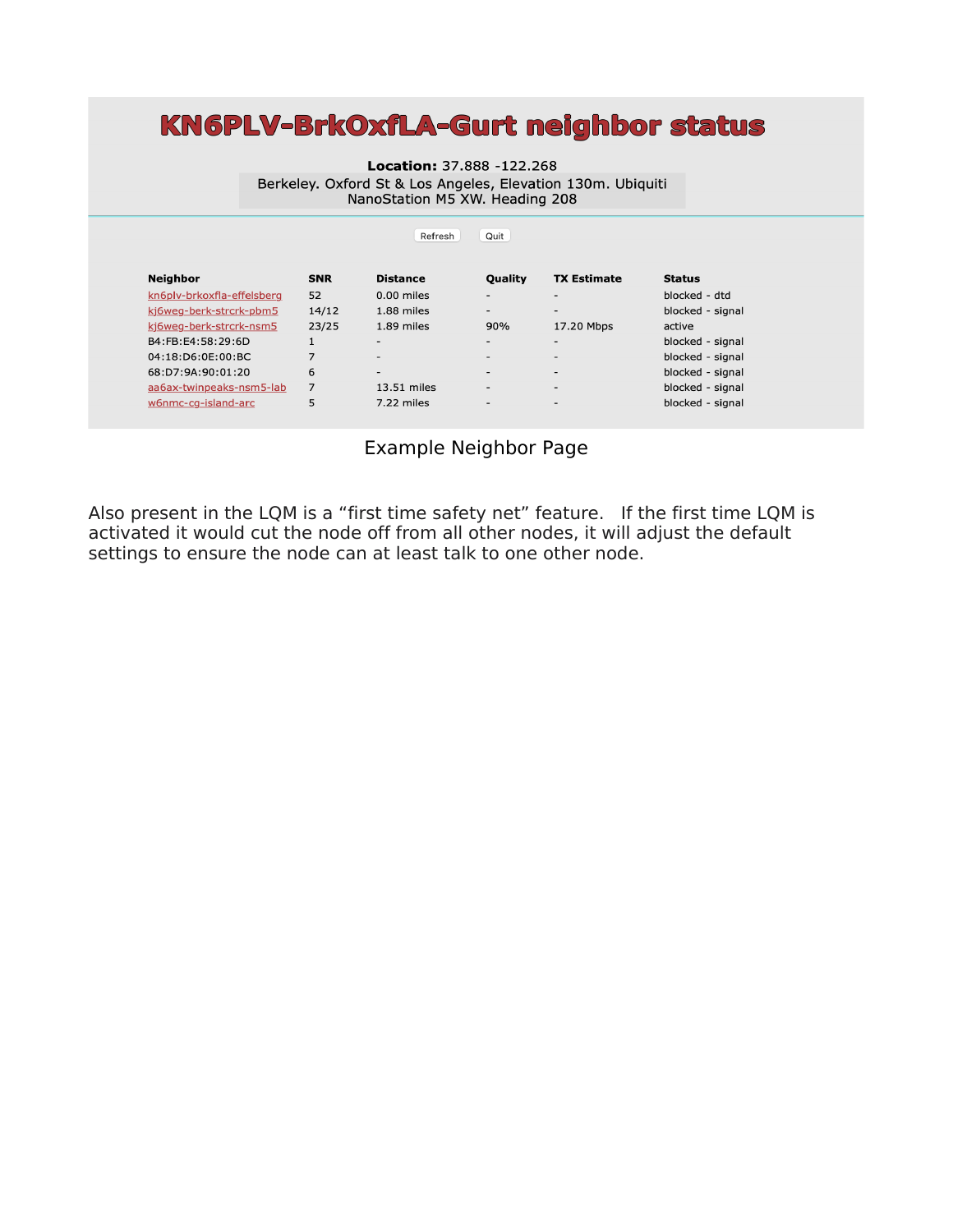# KN6PLV-BrkOxfLA-Gurt neighbor status

**Location:** 37.888 -122.268

Berkeley. Oxford St & Los Angeles, Elevation 130m. Ubiquiti NanoStation M5 XW. Heading 208

Refresh Quit

| Neighbor | SNR | Distance | Quality | TX Estimate | Status |
|---|---|---|---|---|---|
| kn6plv-brkoxfla-effelsberg | 52 | 0.00 miles | - | - | blocked - dtd |
| kj6weg-berk-strcrk-pbm5 | 14/12 | 1.88 miles | - | - | blocked - signal |
| kj6weg-berk-strcrk-nsm5 | 23/25 | 1.89 miles | 90% | 17.20 Mbps | active |
| B4:FB:E4:58:29:6D | 1 | - | - | - | blocked - signal |
| 04:18:D6:0E:00:BC | 7 | - | - | - | blocked - signal |
| 68:D7:9A:90:01:20 | 6 | - | - | - | blocked - signal |
| aa6ax-twinpeaks-nsm5-lab | 7 | 13.51 miles | - | - | blocked - signal |
| w6nmc-cg-island-arc | 5 | 7.22 miles | - | - | blocked - signal |

Example Neighbor Page

Also present in the LQM is a "first time safety net" feature. If the first time LQM is activated it would cut the node off from all other nodes, it will adjust the default settings to ensure the node can at least talk to one other node.